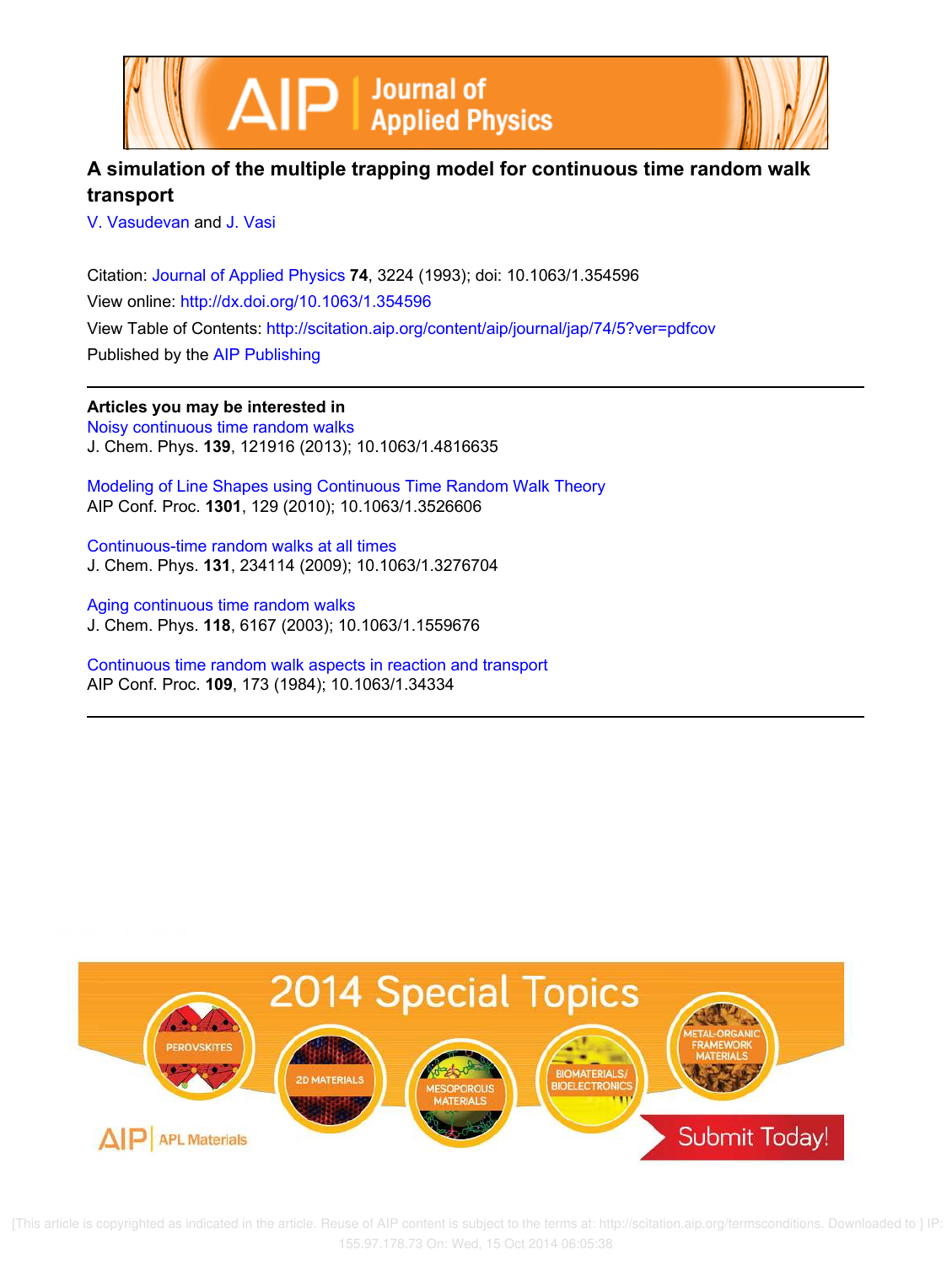# A simulation of the multiple trapping model for continuous time random walk transport

V. Vasudevan and J. Vasi

Citation: Journal of Applied Physics **74**, 3224 (1993); doi: 10.1063/1.354596

View online: http://dx.doi.org/10.1063/1.354596

View Table of Contents: http://scitation.aip.org/content/aip/journal/jap/74/5?ver=pdfcov

Published by the AIP Publishing

**Articles you may be interested in**

Noisy continuous time random walks
J. Chem. Phys. **139**, 121916 (2013); 10.1063/1.4816635

Modeling of Line Shapes using Continuous Time Random Walk Theory
AIP Conf. Proc. **1301**, 129 (2010); 10.1063/1.3526606

Continuous-time random walks at all times
J. Chem. Phys. **131**, 234114 (2009); 10.1063/1.3276704

Aging continuous time random walks
J. Chem. Phys. **118**, 6167 (2003); 10.1063/1.1559676

Continuous time random walk aspects in reaction and transport
AIP Conf. Proc. **109**, 173 (1984); 10.1063/1.34334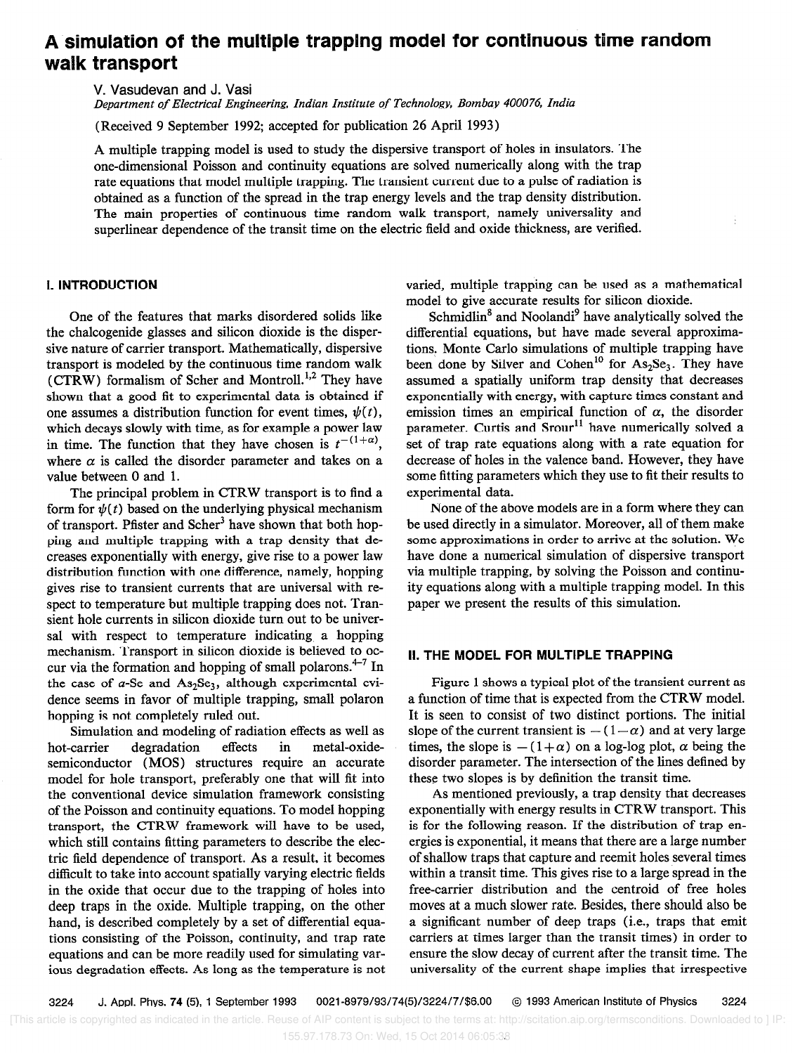# A simulation of the multiple trapping model for continuous time random walk transport

V. Vasudevan and J. Vasi

*Department of Electrical Engineering, Indian Institute of Technology, Bombay 400076, India*

(Received 9 September 1992; accepted for publication 26 April 1993)

A multiple trapping model is used to study the dispersive transport of holes in insulators. The one-dimensional Poisson and continuity equations are solved numerically along with the trap rate equations that model multiple trapping. The transient current due to a pulse of radiation is obtained as a function of the spread in the trap energy levels and the trap density distribution. The main properties of continuous time random walk transport, namely universality and superlinear dependence of the transit time on the electric field and oxide thickness, are verified.

## I. INTRODUCTION

One of the features that marks disordered solids like the chalcogenide glasses and silicon dioxide is the dispersive nature of carrier transport. Mathematically, dispersive transport is modeled by the continuous time random walk (CTRW) formalism of Scher and Montroll.[1,2] They have shown that a good fit to experimental data is obtained if one assumes a distribution function for event times, $\psi(t)$, which decays slowly with time, as for example a power law in time. The function that they have chosen is $t^{-(1+\alpha)}$, where $\alpha$ is called the disorder parameter and takes on a value between 0 and 1.

The principal problem in CTRW transport is to find a form for $\psi(t)$ based on the underlying physical mechanism of transport. Pfister and Scher[3] have shown that both hopping and multiple trapping with a trap density that decreases exponentially with energy, give rise to a power law distribution function with one difference, namely, hopping gives rise to transient currents that are universal with respect to temperature but multiple trapping does not. Transient hole currents in silicon dioxide turn out to be universal with respect to temperature indicating a hopping mechanism. Transport in silicon dioxide is believed to occur via the formation and hopping of small polarons.[4–7] In the case of $a$-Se and $As_2Se_3$, although experimental evidence seems in favor of multiple trapping, small polaron hopping is not completely ruled out.

Simulation and modeling of radiation effects as well as hot-carrier degradation effects in metal-oxide-semiconductor (MOS) structures require an accurate model for hole transport, preferably one that will fit into the conventional device simulation framework consisting of the Poisson and continuity equations. To model hopping transport, the CTRW framework will have to be used, which still contains fitting parameters to describe the electric field dependence of transport. As a result, it becomes difficult to take into account spatially varying electric fields in the oxide that occur due to the trapping of holes into deep traps in the oxide. Multiple trapping, on the other hand, is described completely by a set of differential equations consisting of the Poisson, continuity, and trap rate equations and can be more readily used for simulating various degradation effects. As long as the temperature is not varied, multiple trapping can be used as a mathematical model to give accurate results for silicon dioxide.

Schmidlin[8] and Noolandi[9] have analytically solved the differential equations, but have made several approximations. Monte Carlo simulations of multiple trapping have been done by Silver and Cohen[10] for $As_2Se_3$. They have assumed a spatially uniform trap density that decreases exponentially with energy, with capture times constant and emission times an empirical function of $\alpha$, the disorder parameter. Curtis and Srour[11] have numerically solved a set of trap rate equations along with a rate equation for decrease of holes in the valence band. However, they have some fitting parameters which they use to fit their results to experimental data.

None of the above models are in a form where they can be used directly in a simulator. Moreover, all of them make some approximations in order to arrive at the solution. We have done a numerical simulation of dispersive transport via multiple trapping, by solving the Poisson and continuity equations along with a multiple trapping model. In this paper we present the results of this simulation.

## II. THE MODEL FOR MULTIPLE TRAPPING

Figure 1 shows a typical plot of the transient current as a function of time that is expected from the CTRW model. It is seen to consist of two distinct portions. The initial slope of the current transient is $-(1-\alpha)$ and at very large times, the slope is $-(1+\alpha)$ on a log-log plot, $\alpha$ being the disorder parameter. The intersection of the lines defined by these two slopes is by definition the transit time.

As mentioned previously, a trap density that decreases exponentially with energy results in CTRW transport. This is for the following reason. If the distribution of trap energies is exponential, it means that there are a large number of shallow traps that capture and reemit holes several times within a transit time. This gives rise to a large spread in the free-carrier distribution and the centroid of free holes moves at a much slower rate. Besides, there should also be a significant number of deep traps (i.e., traps that emit carriers at times larger than the transit times) in order to ensure the slow decay of current after the transit time. The universality of the current shape implies that irrespective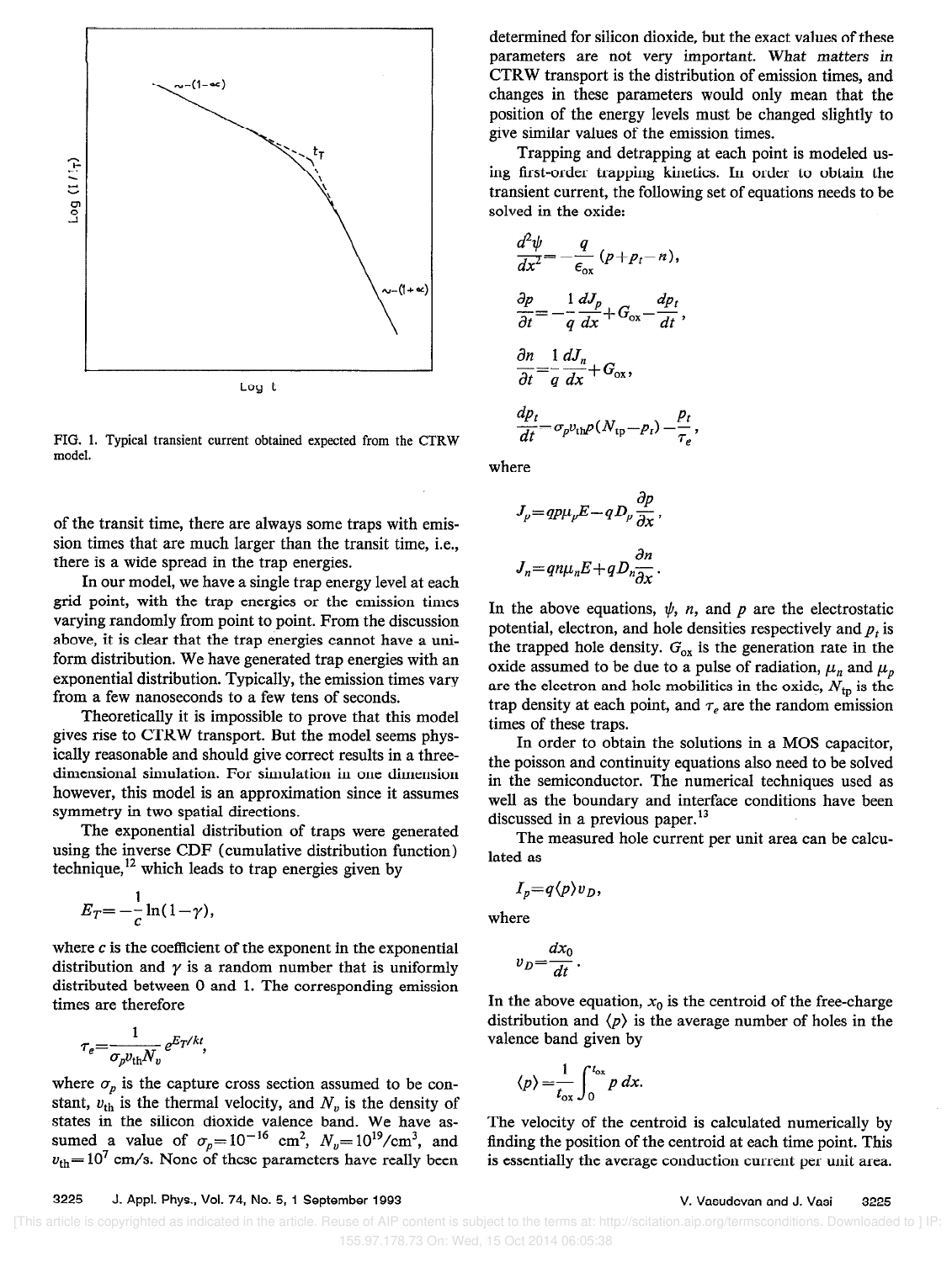FIG. 1. Typical transient current obtained expected from the CTRW model.

of the transit time, there are always some traps with emission times that are much larger than the transit time, i.e., there is a wide spread in the trap energies.

In our model, we have a single trap energy level at each grid point, with the trap energies or the emission times varying randomly from point to point. From the discussion above, it is clear that the trap energies cannot have a uniform distribution. We have generated trap energies with an exponential distribution. Typically, the emission times vary from a few nanoseconds to a few tens of seconds.

Theoretically it is impossible to prove that this model gives rise to CTRW transport. But the model seems physically reasonable and should give correct results in a three-dimensional simulation. For simulation in one dimension however, this model is an approximation since it assumes symmetry in two spatial directions.

The exponential distribution of traps were generated using the inverse CDF (cumulative distribution function) technique,[12] which leads to trap energies given by

$$E_T = -\frac{1}{c}\ln(1-\gamma),$$

where $c$ is the coefficient of the exponent in the exponential distribution and $\gamma$ is a random number that is uniformly distributed between 0 and 1. The corresponding emission times are therefore

$$\tau_e = \frac{1}{\sigma_p v_{\text{th}} N_v} e^{E_T/kt},$$

where $\sigma_p$ is the capture cross section assumed to be constant, $v_{\text{th}}$ is the thermal velocity, and $N_v$ is the density of states in the silicon dioxide valence band. We have assumed a value of $\sigma_p = 10^{-16}$ cm$^2$, $N_v = 10^{19}$/cm$^3$, and $v_{\text{th}} = 10^7$ cm/s. None of these parameters have really been determined for silicon dioxide, but the exact values of these parameters are not very important. *What matters in* CTRW transport is the distribution of emission times, and changes in these parameters would only mean that the position of the energy levels must be changed slightly to give similar values of the emission times.

Trapping and detrapping at each point is modeled using first-order trapping kinetics. In order to obtain the transient current, the following set of equations needs to be solved in the oxide:

$$\frac{d^2\psi}{dx^2} = -\frac{q}{\epsilon_{\text{ox}}}(p + p_t - n),$$

$$\frac{\partial p}{\partial t} = -\frac{1}{q}\frac{dJ_p}{dx} + G_{\text{ox}} - \frac{dp_t}{dt},$$

$$\frac{\partial n}{\partial t} = \frac{1}{q}\frac{dJ_n}{dx} + G_{\text{ox}},$$

$$\frac{dp_t}{dt} = \sigma_p v_{\text{th}} p (N_{\text{tp}} - p_t) - \frac{p_t}{\tau_e},$$

where

$$J_p = q p \mu_p E - q D_p \frac{\partial p}{\partial x},$$

$$J_n = q n \mu_n E + q D_n \frac{\partial n}{\partial x}.$$

In the above equations, $\psi$, $n$, and $p$ are the electrostatic potential, electron, and hole densities respectively and $p_t$ is the trapped hole density. $G_{\text{ox}}$ is the generation rate in the oxide assumed to be due to a pulse of radiation, $\mu_n$ and $\mu_p$ are the electron and hole mobilities in the oxide, $N_{\text{tp}}$ is the trap density at each point, and $\tau_e$ are the random emission times of these traps.

In order to obtain the solutions in a MOS capacitor, the poisson and continuity equations also need to be solved in the semiconductor. The numerical techniques used as well as the boundary and interface conditions have been discussed in a previous paper.[13]

The measured hole current per unit area can be calculated as

$$I_p = q\langle p\rangle v_D,$$

where

$$v_D = \frac{dx_0}{dt}.$$

In the above equation, $x_0$ is the centroid of the free-charge distribution and $\langle p\rangle$ is the average number of holes in the valence band given by

$$\langle p\rangle = \frac{1}{t_{\text{ox}}}\int_0^{t_{\text{ox}}} p\, dx.$$

The velocity of the centroid is calculated numerically by finding the position of the centroid at each time point. This is essentially the average conduction current per unit area.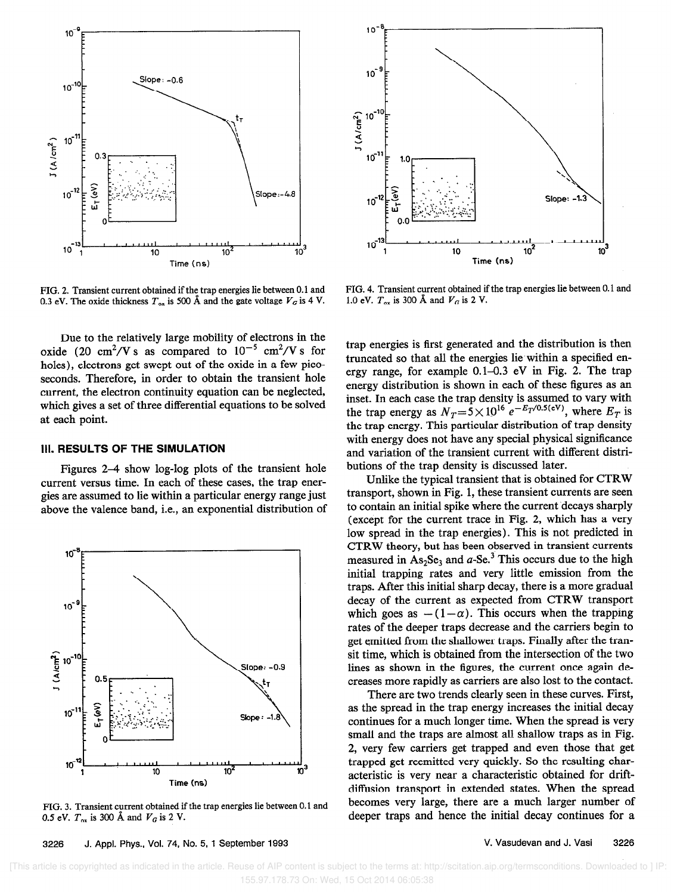FIG. 2. Transient current obtained if the trap energies lie between 0.1 and 0.3 eV. The oxide thickness $T_{ox}$ is 500 Å and the gate voltage $V_G$ is 4 V.

FIG. 4. Transient current obtained if the trap energies lie between 0.1 and 1.0 eV. $T_{ox}$ is 300 Å and $V_G$ is 2 V.

Due to the relatively large mobility of electrons in the oxide (20 $cm^2/V\,s$ as compared to $10^{-5}$ $cm^2/V\,s$ for holes), electrons get swept out of the oxide in a few picoseconds. Therefore, in order to obtain the transient hole current, the electron continuity equation can be neglected, which gives a set of three differential equations to be solved at each point.

## III. RESULTS OF THE SIMULATION

Figures 2–4 show log-log plots of the transient hole current versus time. In each of these cases, the trap energies are assumed to lie within a particular energy range just above the valence band, i.e., an exponential distribution of trap energies is first generated and the distribution is then truncated so that all the energies lie within a specified energy range, for example 0.1–0.3 eV in Fig. 2. The trap energy distribution is shown in each of these figures as an inset. In each case the trap density is assumed to vary with the trap energy as $N_T = 5 \times 10^{16}\, e^{-E_T/0.5(\mathrm{eV})}$, where $E_T$ is the trap energy. This particular distribution of trap density with energy does not have any special physical significance and variation of the transient current with different distributions of the trap density is discussed later.

FIG. 3. Transient current obtained if the trap energies lie between 0.1 and 0.5 eV. $T_{ox}$ is 300 Å and $V_G$ is 2 V.

Unlike the typical transient that is obtained for CTRW transport, shown in Fig. 1, these transient currents are seen to contain an initial spike where the current decays sharply (except for the current trace in Fig. 2, which has a very low spread in the trap energies). This is not predicted in CTRW theory, but has been observed in transient currents measured in $As_2Se_3$ and $a$-Se.[3] This occurs due to the high initial trapping rates and very little emission from the traps. After this initial sharp decay, there is a more gradual decay of the current as expected from CTRW transport which goes as $-(1-\alpha)$. This occurs when the trapping rates of the deeper traps decrease and the carriers begin to get emitted from the shallower traps. Finally after the transit time, which is obtained from the intersection of the two lines as shown in the figures, the current once again decreases more rapidly as carriers are also lost to the contact.

There are two trends clearly seen in these curves. First, as the spread in the trap energy increases the initial decay continues for a much longer time. When the spread is very small and the traps are almost all shallow traps as in Fig. 2, very few carriers get trapped and even those that get trapped get reemitted very quickly. So the resulting characteristic is very near a characteristic obtained for drift-diffusion transport in extended states. When the spread becomes very large, there are a much larger number of deeper traps and hence the initial decay continues for a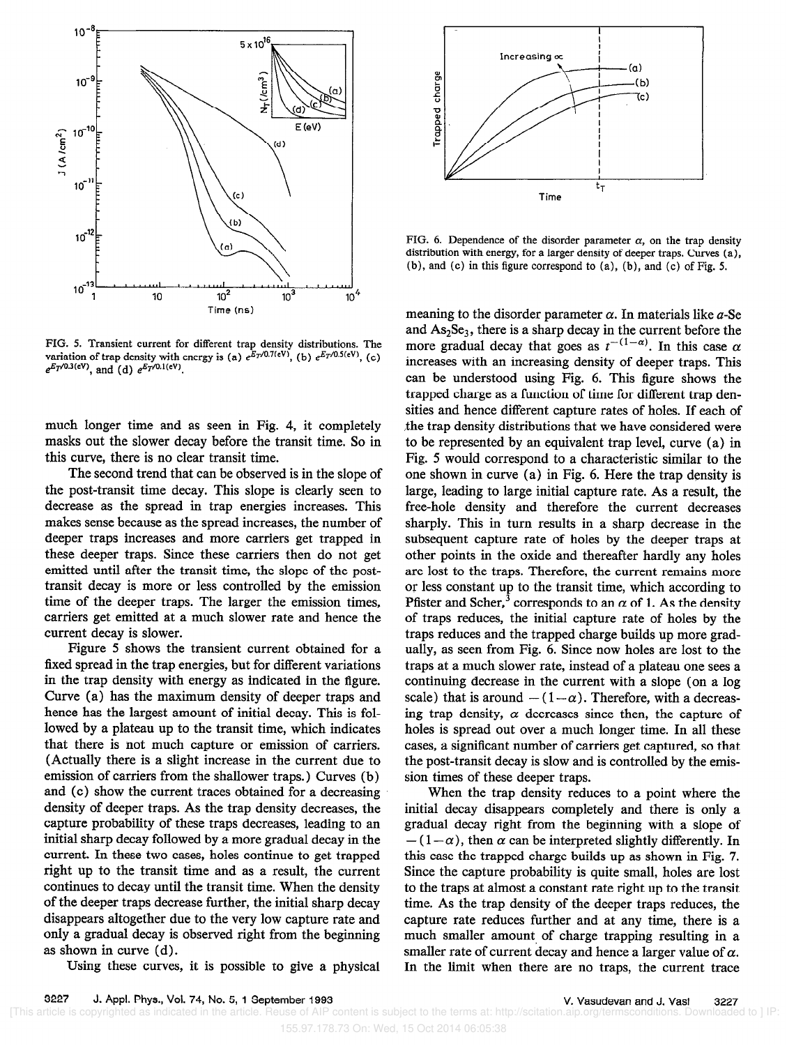FIG. 5. Transient current for different trap density distributions. The variation of trap density with energy is (a) $e^{E_T/0.7(\mathrm{eV})}$, (b) $e^{E_T/0.5(\mathrm{eV})}$, (c) $e^{E_T/0.3(\mathrm{eV})}$, and (d) $e^{E_T/0.1(\mathrm{eV})}$.

much longer time and as seen in Fig. 4, it completely masks out the slower decay before the transit time. So in this curve, there is no clear transit time.

The second trend that can be observed is in the slope of the post-transit time decay. This slope is clearly seen to decrease as the spread in trap energies increases. This makes sense because as the spread increases, the number of deeper traps increases and more carriers get trapped in these deeper traps. Since these carriers then do not get emitted until after the transit time, the slope of the post-transit decay is more or less controlled by the emission time of the deeper traps. The larger the emission times, carriers get emitted at a much slower rate and hence the current decay is slower.

Figure 5 shows the transient current obtained for a fixed spread in the trap energies, but for different variations in the trap density with energy as indicated in the figure. Curve (a) has the maximum density of deeper traps and hence has the largest amount of initial decay. This is followed by a plateau up to the transit time, which indicates that there is not much capture or emission of carriers. (Actually there is a slight increase in the current due to emission of carriers from the shallower traps.) Curves (b) and (c) show the current traces obtained for a decreasing density of deeper traps. As the trap density decreases, the capture probability of these traps decreases, leading to an initial sharp decay followed by a more gradual decay in the current. In these two cases, holes continue to get trapped right up to the transit time and as a result, the current continues to decay until the transit time. When the density of the deeper traps decrease further, the initial sharp decay disappears altogether due to the very low capture rate and only a gradual decay is observed right from the beginning as shown in curve (d).

Using these curves, it is possible to give a physical meaning to the disorder parameter $\alpha$. In materials like $a$-Se and $As_2Se_3$, there is a sharp decay in the current before the more gradual decay that goes as $t^{-(1-\alpha)}$. In this case $\alpha$ increases with an increasing density of deeper traps. This can be understood using Fig. 6. This figure shows the trapped charge as a function of time for different trap densities and hence different capture rates of holes. If each of the trap density distributions that we have considered were to be represented by an equivalent trap level, curve (a) in Fig. 5 would correspond to a characteristic similar to the one shown in curve (a) in Fig. 6. Here the trap density is large, leading to large initial capture rate. As a result, the free-hole density and therefore the current decreases sharply. This in turn results in a sharp decrease in the subsequent capture rate of holes by the deeper traps at other points in the oxide and thereafter hardly any holes are lost to the traps. Therefore, the current remains more or less constant up to the transit time, which according to Pfister and Scher,[3] corresponds to an $\alpha$ of 1. As the density of traps reduces, the initial capture rate of holes by the traps reduces and the trapped charge builds up more gradually, as seen from Fig. 6. Since now holes are lost to the traps at a much slower rate, instead of a plateau one sees a continuing decrease in the current with a slope (on a log scale) that is around $-(1-\alpha)$. Therefore, with a decreasing trap density, $\alpha$ decreases since then, the capture of holes is spread out over a much longer time. In all these cases, a significant number of carriers get captured, so that the post-transit decay is slow and is controlled by the emission times of these deeper traps.

FIG. 6. Dependence of the disorder parameter $\alpha$, on the trap density distribution with energy, for a larger density of deeper traps. Curves (a), (b), and (c) in this figure correspond to (a), (b), and (c) of Fig. 5.

When the trap density reduces to a point where the initial decay disappears completely and there is only a gradual decay right from the beginning with a slope of $-(1-\alpha)$, then $\alpha$ can be interpreted slightly differently. In this case the trapped charge builds up as shown in Fig. 7. Since the capture probability is quite small, holes are lost to the traps at almost a constant rate right up to the transit time. As the trap density of the deeper traps reduces, the capture rate reduces further and at any time, there is a much smaller amount of charge trapping resulting in a smaller rate of current decay and hence a larger value of $\alpha$. In the limit when there are no traps, the current trace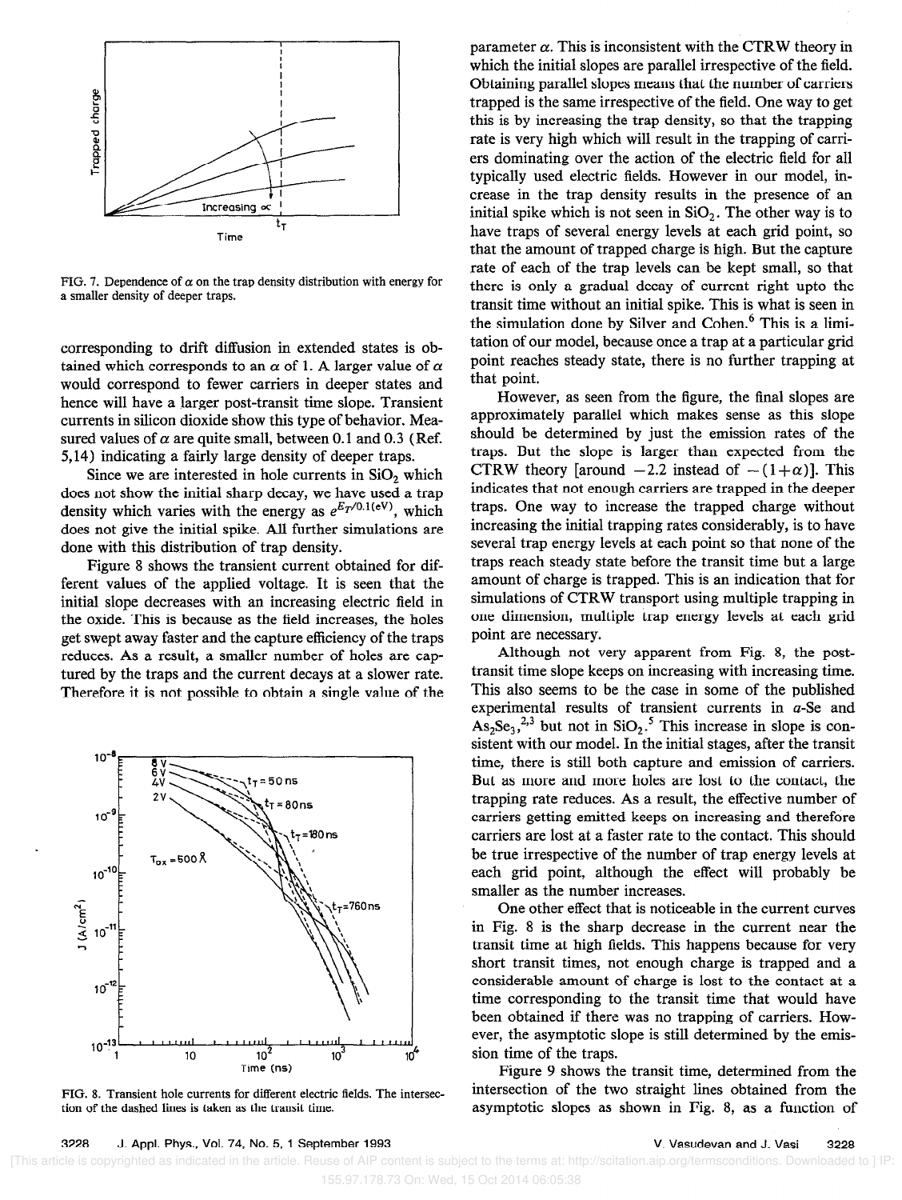FIG. 7. Dependence of $\alpha$ on the trap density distribution with energy for a smaller density of deeper traps.

corresponding to drift diffusion in extended states is obtained which corresponds to an $\alpha$ of 1. A larger value of $\alpha$ would correspond to fewer carriers in deeper states and hence will have a larger post-transit time slope. Transient currents in silicon dioxide show this type of behavior. Measured values of $\alpha$ are quite small, between 0.1 and 0.3 (Ref. 5,14) indicating a fairly large density of deeper traps.

Since we are interested in hole currents in $SiO_2$ which does not show the initial sharp decay, we have used a trap density which varies with the energy as $e^{E_T/0.1(\mathrm{eV})}$, which does not give the initial spike. All further simulations are done with this distribution of trap density.

Figure 8 shows the transient current obtained for different values of the applied voltage. It is seen that the initial slope decreases with an increasing electric field in the oxide. This is because as the field increases, the holes get swept away faster and the capture efficiency of the traps reduces. As a result, a smaller number of holes are captured by the traps and the current decays at a slower rate. Therefore it is not possible to obtain a single value of the parameter $\alpha$. This is inconsistent with the CTRW theory in which the initial slopes are parallel irrespective of the field. Obtaining parallel slopes means that the number of carriers trapped is the same irrespective of the field. One way to get this is by increasing the trap density, so that the trapping rate is very high which will result in the trapping of carriers dominating over the action of the electric field for all typically used electric fields. However in our model, increase in the trap density results in the presence of an initial spike which is not seen in $SiO_2$. The other way is to have traps of several energy levels at each grid point, so that the amount of trapped charge is high. But the capture rate of each of the trap levels can be kept small, so that there is only a gradual decay of current right upto the transit time without an initial spike. This is what is seen in the simulation done by Silver and Cohen.[6] This is a limitation of our model, because once a trap at a particular grid point reaches steady state, there is no further trapping at that point.

FIG. 8. Transient hole currents for different electric fields. The intersection of the dashed lines is taken as the transit time.

However, as seen from the figure, the final slopes are approximately parallel which makes sense as this slope should be determined by just the emission rates of the traps. But the slope is larger than expected from the CTRW theory [around $-2.2$ instead of $-(1+\alpha)$]. This indicates that not enough carriers are trapped in the deeper traps. One way to increase the trapped charge without increasing the initial trapping rates considerably, is to have several trap energy levels at each point so that none of the traps reach steady state before the transit time but a large amount of charge is trapped. This is an indication that for simulations of CTRW transport using multiple trapping in one dimension, multiple trap energy levels at each grid point are necessary.

Although not very apparent from Fig. 8, the post-transit time slope keeps on increasing with increasing time. This also seems to be the case in some of the published experimental results of transient currents in $a$-Se and $As_2Se_3$,[2,3] but not in $SiO_2$.[5] This increase in slope is consistent with our model. In the initial stages, after the transit time, there is still both capture and emission of carriers. But as more and more holes are lost to the contact, the trapping rate reduces. As a result, the effective number of carriers getting emitted keeps on increasing and therefore carriers are lost at a faster rate to the contact. This should be true irrespective of the number of trap energy levels at each grid point, although the effect will probably be smaller as the number increases.

One other effect that is noticeable in the current curves in Fig. 8 is the sharp decrease in the current near the transit time at high fields. This happens because for very short transit times, not enough charge is trapped and a considerable amount of charge is lost to the contact at a time corresponding to the transit time that would have been obtained if there was no trapping of carriers. However, the asymptotic slope is still determined by the emission time of the traps.

Figure 9 shows the transit time, determined from the intersection of the two straight lines obtained from the asymptotic slopes as shown in Fig. 8, as a function of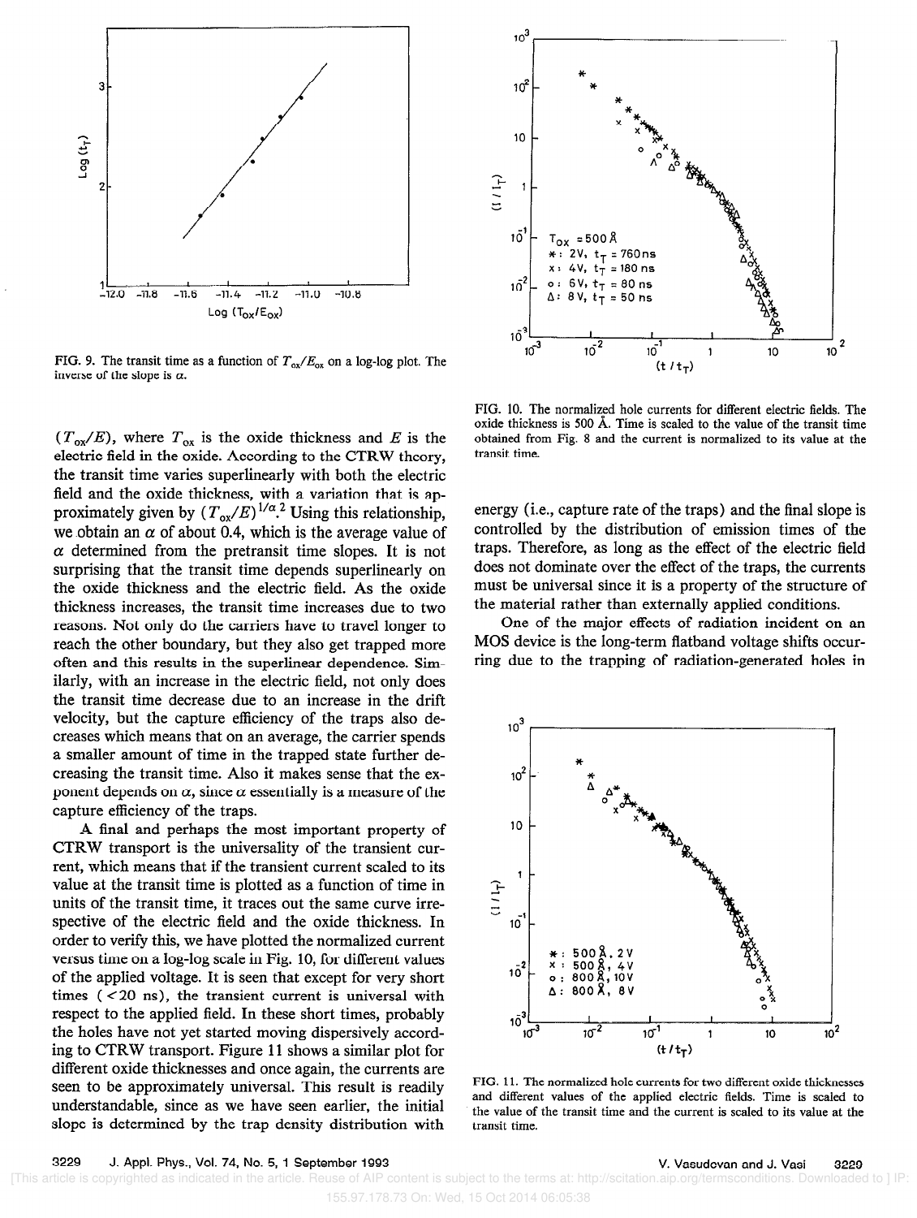FIG. 9. The transit time as a function of $T_{ox}/E_{ox}$ on a log-log plot. The inverse of the slope is $\alpha$.

FIG. 10. The normalized hole currents for different electric fields. The oxide thickness is 500 Å. Time is scaled to the value of the transit time obtained from Fig. 8 and the current is normalized to its value at the transit time.

$(T_{ox}/E)$, where $T_{ox}$ is the oxide thickness and $E$ is the electric field in the oxide. According to the CTRW theory, the transit time varies superlinearly with both the electric field and the oxide thickness, with a variation that is approximately given by $(T_{ox}/E)^{1/\alpha}$.[2] Using this relationship, we obtain an $\alpha$ of about 0.4, which is the average value of $\alpha$ determined from the pretransit time slopes. It is not surprising that the transit time depends superlinearly on the oxide thickness and the electric field. As the oxide thickness increases, the transit time increases due to two reasons. Not only do the carriers have to travel longer to reach the other boundary, but they also get trapped more often and this results in the superlinear dependence. Similarly, with an increase in the electric field, not only does the transit time decrease due to an increase in the drift velocity, but the capture efficiency of the traps also decreases which means that on an average, the carrier spends a smaller amount of time in the trapped state further decreasing the transit time. Also it makes sense that the exponent depends on $\alpha$, since $\alpha$ essentially is a measure of the capture efficiency of the traps.

A final and perhaps the most important property of CTRW transport is the universality of the transient current, which means that if the transient current scaled to its value at the transit time is plotted as a function of time in units of the transit time, it traces out the same curve irrespective of the electric field and the oxide thickness. In order to verify this, we have plotted the normalized current versus time on a log-log scale in Fig. 10, for different values of the applied voltage. It is seen that except for very short times (<20 ns), the transient current is universal with respect to the applied field. In these short times, probably the holes have not yet started moving dispersively according to CTRW transport. Figure 11 shows a similar plot for different oxide thicknesses and once again, the currents are seen to be approximately universal. This result is readily understandable, since as we have seen earlier, the initial slope is determined by the trap density distribution with energy (i.e., capture rate of the traps) and the final slope is controlled by the distribution of emission times of the traps. Therefore, as long as the effect of the electric field does not dominate over the effect of the traps, the currents must be universal since it is a property of the structure of the material rather than externally applied conditions.

One of the major effects of radiation incident on an MOS device is the long-term flatband voltage shifts occurring due to the trapping of radiation-generated holes in

FIG. 11. The normalized hole currents for two different oxide thicknesses and different values of the applied electric fields. Time is scaled to the value of the transit time and the current is scaled to its value at the transit time.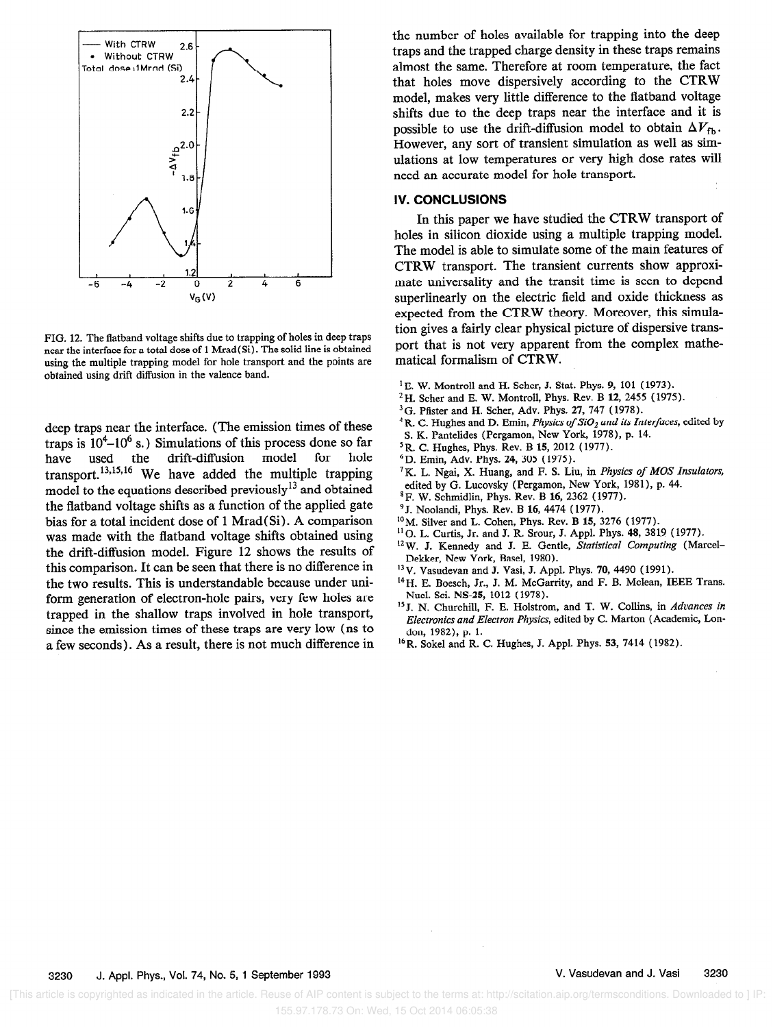— With CTRW
• Without CTRW
Total dose:1Mrad (Si)

2.6
2.4
2.2
2.0
1.8
1.6
1.4
1.2

$-\Delta V_{fb}$

-6 -4 -2 0 2 4 6

$V_G$(V)

FIG. 12. The flatband voltage shifts due to trapping of holes in deep traps near the interface for a total dose of 1 Mrad(Si). The solid line is obtained using the multiple trapping model for hole transport and the points are obtained using drift diffusion in the valence band.

deep traps near the interface. (The emission times of these traps is $10^4$–$10^6$ s.) Simulations of this process done so far have used the drift-diffusion model for hole transport.[13,15,16] We have added the multiple trapping model to the equations described previously[13] and obtained the flatband voltage shifts as a function of the applied gate bias for a total incident dose of 1 Mrad(Si). A comparison was made with the flatband voltage shifts obtained using the drift-diffusion model. Figure 12 shows the results of this comparison. It can be seen that there is no difference in the two results. This is understandable because under uniform generation of electron-hole pairs, very few holes are trapped in the shallow traps involved in hole transport, since the emission times of these traps are very low (ns to a few seconds). As a result, there is not much difference in the number of holes available for trapping into the deep traps and the trapped charge density in these traps remains almost the same. Therefore at room temperature, the fact that holes move dispersively according to the CTRW model, makes very little difference to the flatband voltage shifts due to the deep traps near the interface and it is possible to use the drift-diffusion model to obtain $\Delta V_{fb}$. However, any sort of transient simulation as well as simulations at low temperatures or very high dose rates will need an accurate model for hole transport.

## IV. CONCLUSIONS

In this paper we have studied the CTRW transport of holes in silicon dioxide using a multiple trapping model. The model is able to simulate some of the main features of CTRW transport. The transient currents show approximate universality and the transit time is seen to depend superlinearly on the electric field and oxide thickness as expected from the CTRW theory. Moreover, this simulation gives a fairly clear physical picture of dispersive transport that is not very apparent from the complex mathematical formalism of CTRW.

[1] E. W. Montroll and H. Scher, J. Stat. Phys. **9**, 101 (1973).
[2] H. Scher and E. W. Montroll, Phys. Rev. B **12**, 2455 (1975).
[3] G. Pfister and H. Scher, Adv. Phys. **27**, 747 (1978).
[4] R. C. Hughes and D. Emin, *Physics of SiO₂ and its Interfaces*, edited by S. K. Pantelides (Pergamon, New York, 1978), p. 14.
[5] R. C. Hughes, Phys. Rev. B **15**, 2012 (1977).
[6] D. Emin, Adv. Phys. **24**, 305 (1975).
[7] K. L. Ngai, X. Huang, and F. S. Liu, in *Physics of MOS Insulators*, edited by G. Lucovsky (Pergamon, New York, 1981), p. 44.
[8] F. W. Schmidlin, Phys. Rev. B **16**, 2362 (1977).
[9] J. Noolandi, Phys. Rev. B **16**, 4474 (1977).
[10] M. Silver and L. Cohen, Phys. Rev. B **15**, 3276 (1977).
[11] O. L. Curtis, Jr. and J. R. Srour, J. Appl. Phys. **48**, 3819 (1977).
[12] W. J. Kennedy and J. E. Gentle, *Statistical Computing* (Marcel-Dekker, New York, Basel, 1980).
[13] V. Vasudevan and J. Vasi, J. Appl. Phys. **70**, 4490 (1991).
[14] H. E. Boesch, Jr., J. M. McGarrity, and F. B. Mclean, IEEE Trans. Nucl. Sci. **NS-25**, 1012 (1978).
[15] J. N. Churchill, F. E. Holstrom, and T. W. Collins, in *Advances in Electronics and Electron Physics*, edited by C. Marton (Academic, London, 1982), p. 1.
[16] R. Sokel and R. C. Hughes, J. Appl. Phys. **53**, 7414 (1982).